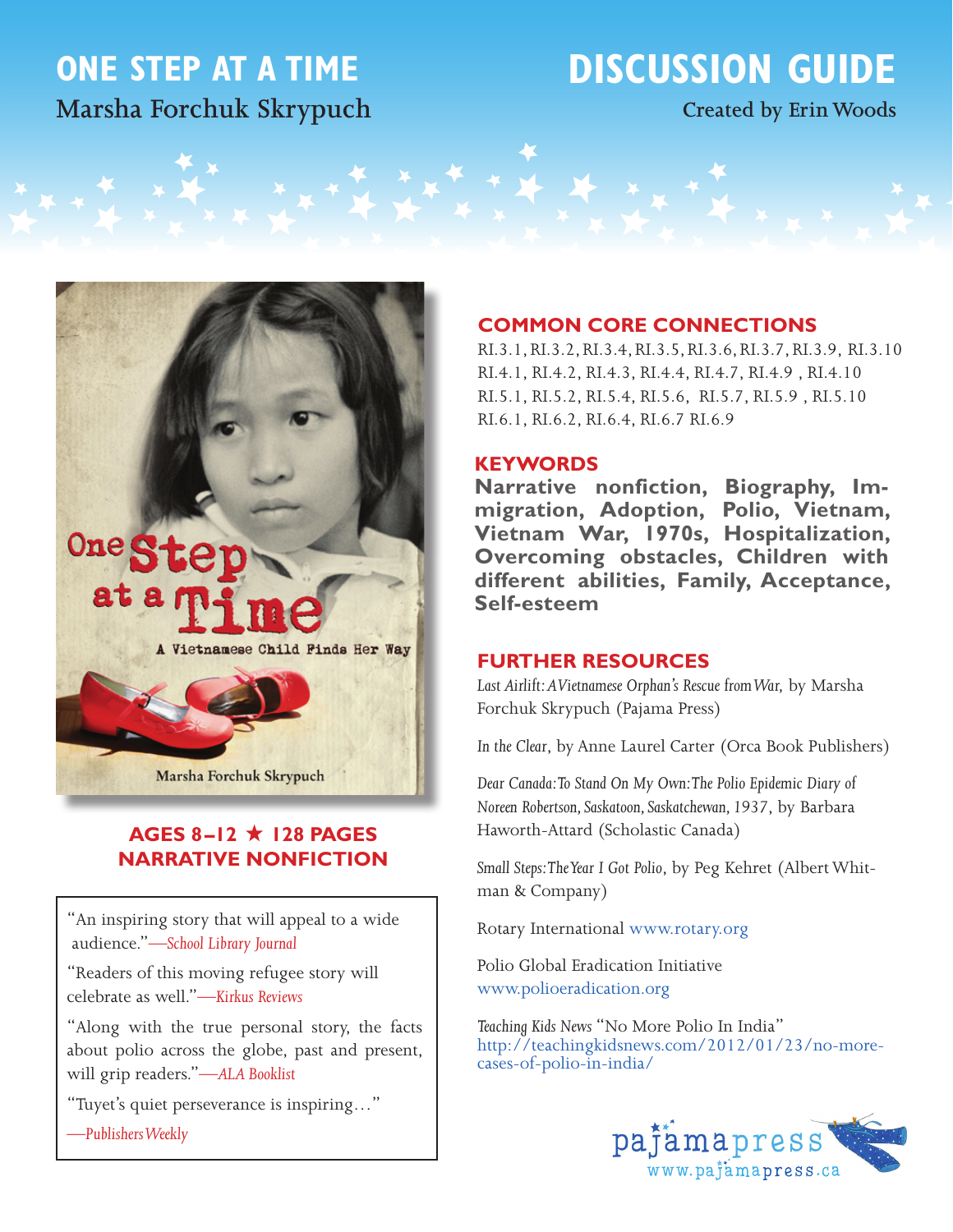# ONE STEP AT A TIME

## Marsha Forchuk Skrypuch

# DISCUSSION GUIDE

Created by Erin Woods

**AGES 8–12 ★ 128 PAGES**
**NARRATIVE NONFICTION**

"An inspiring story that will appeal to a wide audience."—*School Library Journal*

"Readers of this moving refugee story will celebrate as well."—*Kirkus Reviews*

"Along with the true personal story, the facts about polio across the globe, past and present, will grip readers."—*ALA Booklist*

"Tuyet's quiet perseverance is inspiring…"
—*Publishers Weekly*

## COMMON CORE CONNECTIONS

RI.3.1, RI.3.2, RI.3.4, RI.3.5, RI.3.6, RI.3.7, RI.3.9, RI.3.10
RI.4.1, RI.4.2, RI.4.3, RI.4.4, RI.4.7, RI.4.9 , RI.4.10
RI.5.1, RI.5.2, RI.5.4, RI.5.6, RI.5.7, RI.5.9 , RI.5.10
RI.6.1, RI.6.2, RI.6.4, RI.6.7 RI.6.9

## KEYWORDS

**Narrative nonfiction, Biography, Immigration, Adoption, Polio, Vietnam, Vietnam War, 1970s, Hospitalization, Overcoming obstacles, Children with different abilities, Family, Acceptance, Self-esteem**

## FURTHER RESOURCES

*Last Airlift: A Vietnamese Orphan's Rescue from War,* by Marsha Forchuk Skrypuch (Pajama Press)

*In the Clear*, by Anne Laurel Carter (Orca Book Publishers)

*Dear Canada: To Stand On My Own: The Polio Epidemic Diary of Noreen Robertson, Saskatoon, Saskatchewan, 1937*, by Barbara Haworth-Attard (Scholastic Canada)

*Small Steps: The Year I Got Polio*, by Peg Kehret (Albert Whitman & Company)

Rotary International www.rotary.org

Polio Global Eradication Initiative
www.polioeradication.org

*Teaching Kids News* "No More Polio In India"
http://teachingkidsnews.com/2012/01/23/no-more-cases-of-polio-in-india/

pajamapress
www.pajamapress.ca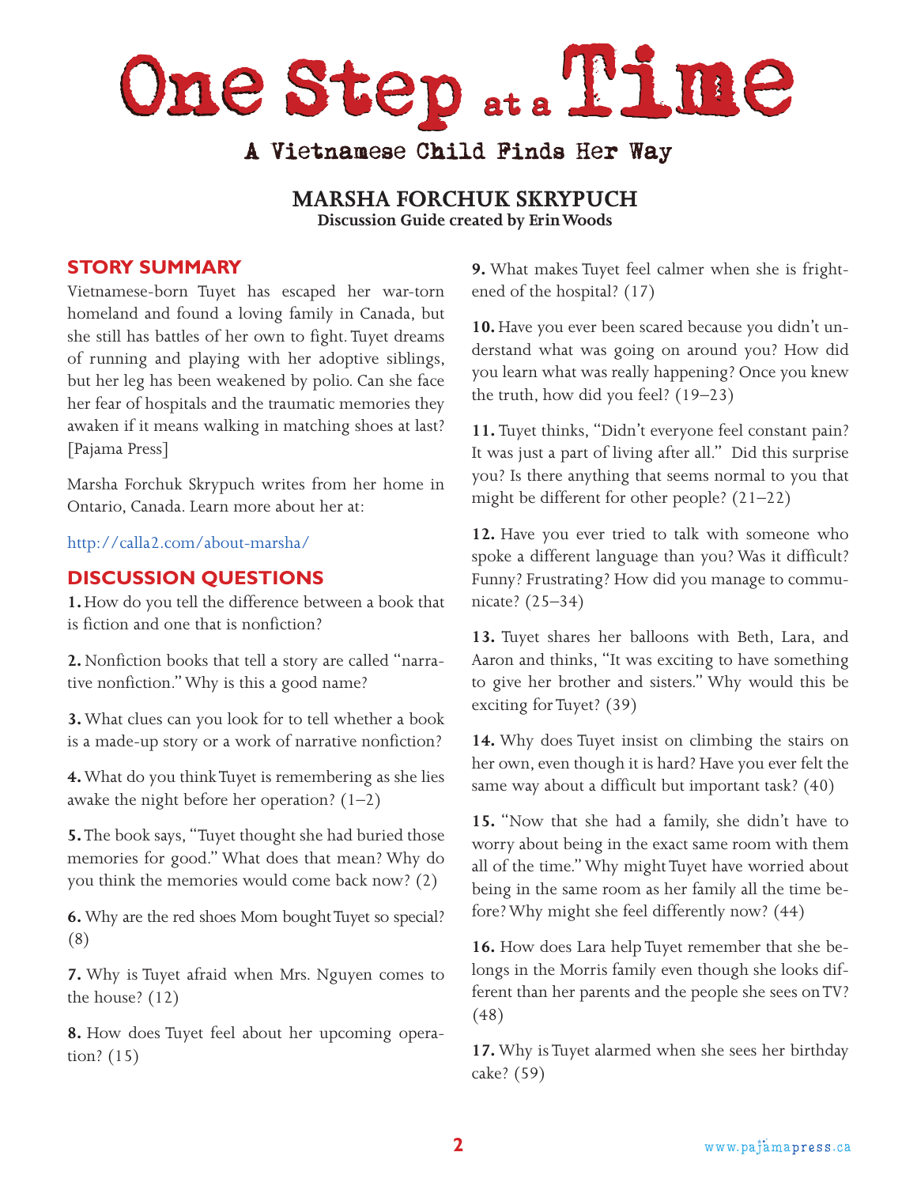# One Step at a Time

## A Vietnamese Child Finds Her Way

**MARSHA FORCHUK SKRYPUCH**
**Discussion Guide created by Erin Woods**

## STORY SUMMARY

Vietnamese-born Tuyet has escaped her war-torn homeland and found a loving family in Canada, but she still has battles of her own to fight. Tuyet dreams of running and playing with her adoptive siblings, but her leg has been weakened by polio. Can she face her fear of hospitals and the traumatic memories they awaken if it means walking in matching shoes at last? [Pajama Press]

Marsha Forchuk Skrypuch writes from her home in Ontario, Canada. Learn more about her at:

http://calla2.com/about-marsha/

## DISCUSSION QUESTIONS

**1.** How do you tell the difference between a book that is fiction and one that is nonfiction?

**2.** Nonfiction books that tell a story are called "narrative nonfiction." Why is this a good name?

**3.** What clues can you look for to tell whether a book is a made-up story or a work of narrative nonfiction?

**4.** What do you think Tuyet is remembering as she lies awake the night before her operation? (1–2)

**5.** The book says, "Tuyet thought she had buried those memories for good." What does that mean? Why do you think the memories would come back now? (2)

**6.** Why are the red shoes Mom bought Tuyet so special? (8)

**7.** Why is Tuyet afraid when Mrs. Nguyen comes to the house? (12)

**8.** How does Tuyet feel about her upcoming operation? (15)

**9.** What makes Tuyet feel calmer when she is frightened of the hospital? (17)

**10.** Have you ever been scared because you didn't understand what was going on around you? How did you learn what was really happening? Once you knew the truth, how did you feel? (19–23)

**11.** Tuyet thinks, "Didn't everyone feel constant pain? It was just a part of living after all." Did this surprise you? Is there anything that seems normal to you that might be different for other people? (21–22)

**12.** Have you ever tried to talk with someone who spoke a different language than you? Was it difficult? Funny? Frustrating? How did you manage to communicate? (25–34)

**13.** Tuyet shares her balloons with Beth, Lara, and Aaron and thinks, "It was exciting to have something to give her brother and sisters." Why would this be exciting for Tuyet? (39)

**14.** Why does Tuyet insist on climbing the stairs on her own, even though it is hard? Have you ever felt the same way about a difficult but important task? (40)

**15.** "Now that she had a family, she didn't have to worry about being in the exact same room with them all of the time." Why might Tuyet have worried about being in the same room as her family all the time before? Why might she feel differently now? (44)

**16.** How does Lara help Tuyet remember that she belongs in the Morris family even though she looks different than her parents and the people she sees on TV? (48)

**17.** Why is Tuyet alarmed when she sees her birthday cake? (59)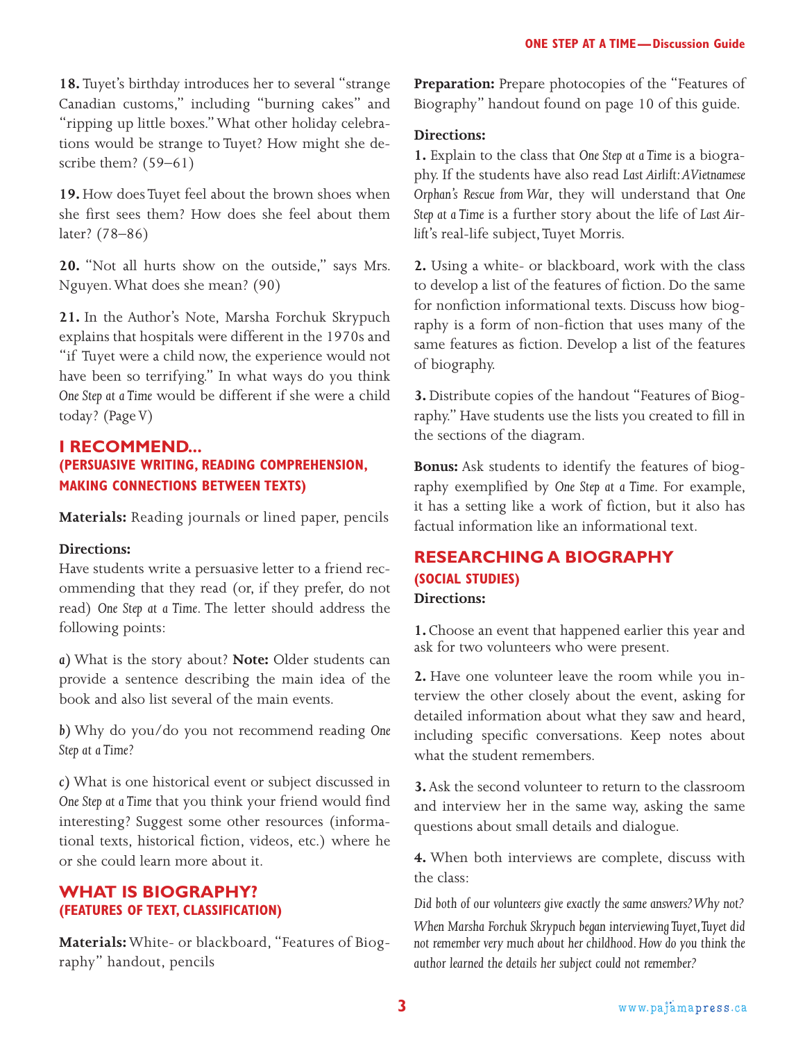**18.** Tuyet's birthday introduces her to several "strange Canadian customs," including "burning cakes" and "ripping up little boxes." What other holiday celebrations would be strange to Tuyet? How might she describe them? (59–61)

**19.** How does Tuyet feel about the brown shoes when she first sees them? How does she feel about them later? (78–86)

**20.** "Not all hurts show on the outside," says Mrs. Nguyen. What does she mean? (90)

**21.** In the Author's Note, Marsha Forchuk Skrypuch explains that hospitals were different in the 1970s and "if Tuyet were a child now, the experience would not have been so terrifying." In what ways do you think *One Step at a Time* would be different if she were a child today? (Page V)

## I RECOMMEND...
### (PERSUASIVE WRITING, READING COMPREHENSION, MAKING CONNECTIONS BETWEEN TEXTS)

**Materials:** Reading journals or lined paper, pencils

**Directions:**
Have students write a persuasive letter to a friend recommending that they read (or, if they prefer, do not read) *One Step at a Time*. The letter should address the following points:

*a)* What is the story about? **Note:** Older students can provide a sentence describing the main idea of the book and also list several of the main events.

*b)* Why do you/do you not recommend reading *One Step at a Time?*

*c)* What is one historical event or subject discussed in *One Step at a Time* that you think your friend would find interesting? Suggest some other resources (informational texts, historical fiction, videos, etc.) where he or she could learn more about it.

## WHAT IS BIOGRAPHY?
### (FEATURES OF TEXT, CLASSIFICATION)

**Materials:** White- or blackboard, "Features of Biography" handout, pencils

**Preparation:** Prepare photocopies of the "Features of Biography" handout found on page 10 of this guide.

**Directions:**

**1.** Explain to the class that *One Step at a Time* is a biography. If the students have also read *Last Airlift: A Vietnamese Orphan's Rescue from War*, they will understand that *One Step at a Time* is a further story about the life of *Last Airlift*'s real-life subject, Tuyet Morris.

**2.** Using a white- or blackboard, work with the class to develop a list of the features of fiction. Do the same for nonfiction informational texts. Discuss how biography is a form of non-fiction that uses many of the same features as fiction. Develop a list of the features of biography.

**3.** Distribute copies of the handout "Features of Biography." Have students use the lists you created to fill in the sections of the diagram.

**Bonus:** Ask students to identify the features of biography exemplified by *One Step at a Time*. For example, it has a setting like a work of fiction, but it also has factual information like an informational text.

## RESEARCHING A BIOGRAPHY
### (SOCIAL STUDIES)

**Directions:**

**1.** Choose an event that happened earlier this year and ask for two volunteers who were present.

**2.** Have one volunteer leave the room while you interview the other closely about the event, asking for detailed information about what they saw and heard, including specific conversations. Keep notes about what the student remembers.

**3.** Ask the second volunteer to return to the classroom and interview her in the same way, asking the same questions about small details and dialogue.

**4.** When both interviews are complete, discuss with the class:

*Did both of our volunteers give exactly the same answers? Why not?*

*When Marsha Forchuk Skrypuch began interviewing Tuyet, Tuyet did not remember very much about her childhood. How do you think the author learned the details her subject could not remember?*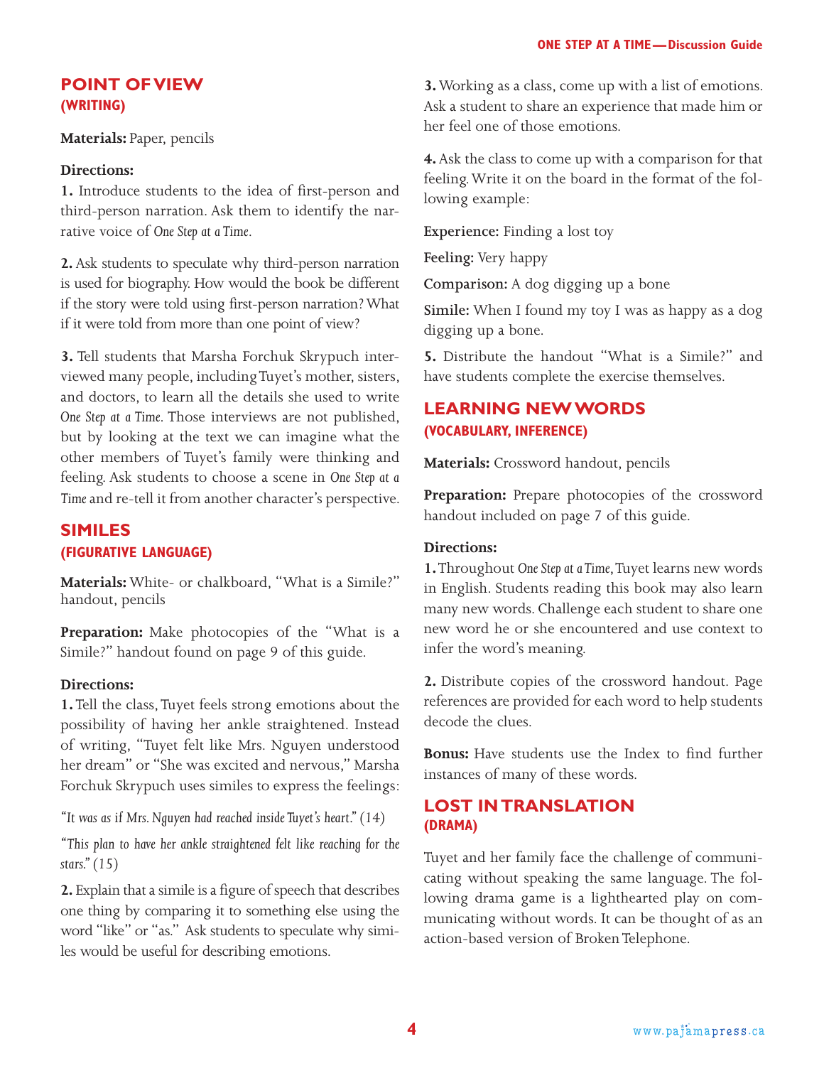## POINT OF VIEW
### (WRITING)

**Materials:** Paper, pencils

**Directions:**

**1.** Introduce students to the idea of first-person and third-person narration. Ask them to identify the narrative voice of *One Step at a Time*.

**2.** Ask students to speculate why third-person narration is used for biography. How would the book be different if the story were told using first-person narration? What if it were told from more than one point of view?

**3.** Tell students that Marsha Forchuk Skrypuch interviewed many people, including Tuyet's mother, sisters, and doctors, to learn all the details she used to write *One Step at a Time*. Those interviews are not published, but by looking at the text we can imagine what the other members of Tuyet's family were thinking and feeling. Ask students to choose a scene in *One Step at a Time* and re-tell it from another character's perspective.

## SIMILES
### (FIGURATIVE LANGUAGE)

**Materials:** White- or chalkboard, "What is a Simile?" handout, pencils

**Preparation:** Make photocopies of the "What is a Simile?" handout found on page 9 of this guide.

**Directions:**

**1.** Tell the class, Tuyet feels strong emotions about the possibility of having her ankle straightened. Instead of writing, "Tuyet felt like Mrs. Nguyen understood her dream" or "She was excited and nervous," Marsha Forchuk Skrypuch uses similes to express the feelings:

*"It was as if Mrs. Nguyen had reached inside Tuyet's heart."* (14)

*"This plan to have her ankle straightened felt like reaching for the stars."* (15)

**2.** Explain that a simile is a figure of speech that describes one thing by comparing it to something else using the word "like" or "as." Ask students to speculate why similes would be useful for describing emotions.

**3.** Working as a class, come up with a list of emotions. Ask a student to share an experience that made him or her feel one of those emotions.

**4.** Ask the class to come up with a comparison for that feeling. Write it on the board in the format of the following example:

**Experience:** Finding a lost toy

**Feeling:** Very happy

**Comparison:** A dog digging up a bone

**Simile:** When I found my toy I was as happy as a dog digging up a bone.

**5.** Distribute the handout "What is a Simile?" and have students complete the exercise themselves.

## LEARNING NEW WORDS
### (VOCABULARY, INFERENCE)

**Materials:** Crossword handout, pencils

**Preparation:** Prepare photocopies of the crossword handout included on page 7 of this guide.

**Directions:**

**1.** Throughout *One Step at a Time*, Tuyet learns new words in English. Students reading this book may also learn many new words. Challenge each student to share one new word he or she encountered and use context to infer the word's meaning.

**2.** Distribute copies of the crossword handout. Page references are provided for each word to help students decode the clues.

**Bonus:** Have students use the Index to find further instances of many of these words.

## LOST IN TRANSLATION
### (DRAMA)

Tuyet and her family face the challenge of communicating without speaking the same language. The following drama game is a lighthearted play on communicating without words. It can be thought of as an action-based version of Broken Telephone.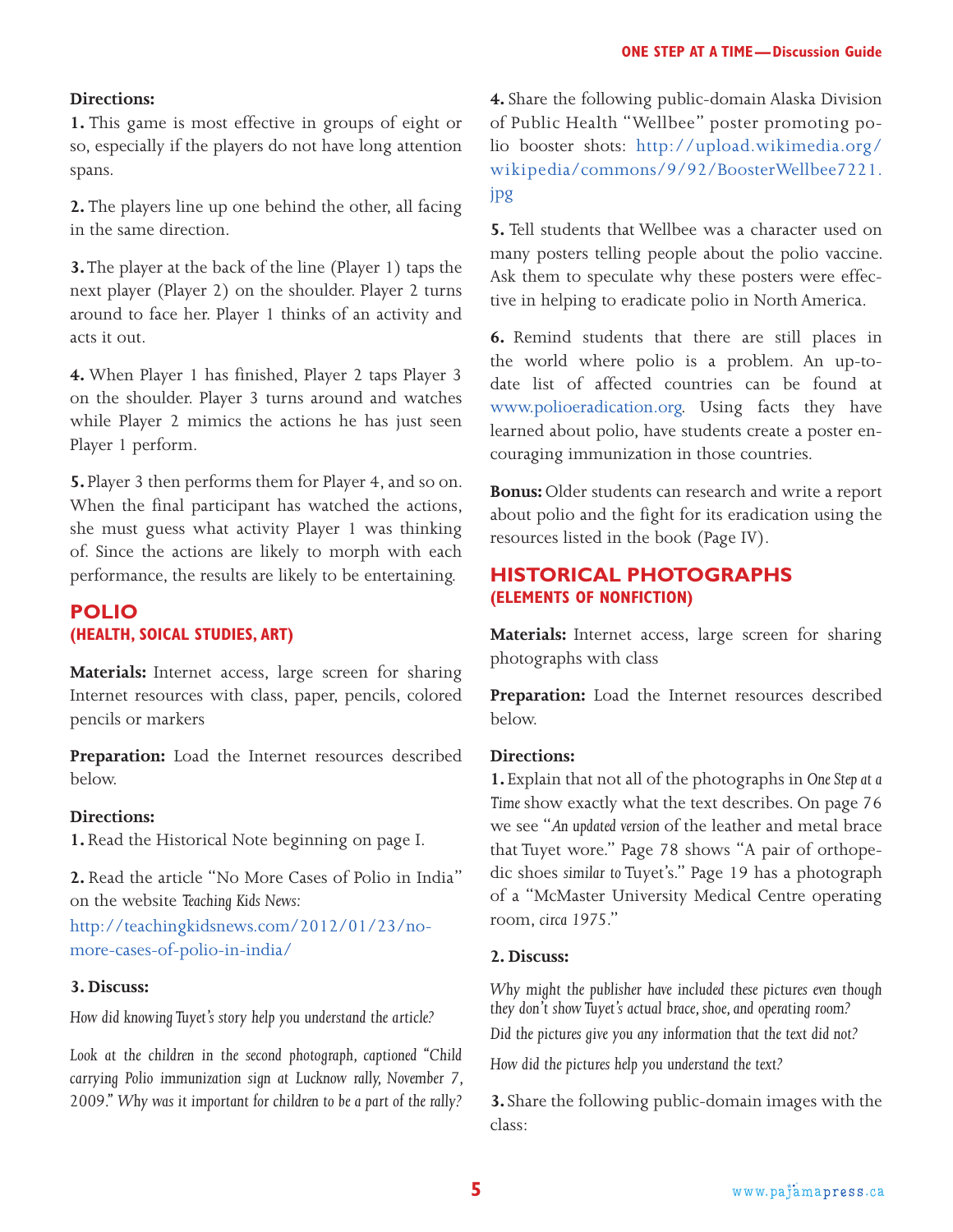**Directions:**

**1.** This game is most effective in groups of eight or so, especially if the players do not have long attention spans.

**2.** The players line up one behind the other, all facing in the same direction.

**3.** The player at the back of the line (Player 1) taps the next player (Player 2) on the shoulder. Player 2 turns around to face her. Player 1 thinks of an activity and acts it out.

**4.** When Player 1 has finished, Player 2 taps Player 3 on the shoulder. Player 3 turns around and watches while Player 2 mimics the actions he has just seen Player 1 perform.

**5.** Player 3 then performs them for Player 4, and so on. When the final participant has watched the actions, she must guess what activity Player 1 was thinking of. Since the actions are likely to morph with each performance, the results are likely to be entertaining.

## POLIO
### (HEALTH, SOICAL STUDIES, ART)

**Materials:** Internet access, large screen for sharing Internet resources with class, paper, pencils, colored pencils or markers

**Preparation:** Load the Internet resources described below.

**Directions:**

**1.** Read the Historical Note beginning on page I.

**2.** Read the article "No More Cases of Polio in India" on the website *Teaching Kids News:* http://teachingkidsnews.com/2012/01/23/no-more-cases-of-polio-in-india/

**3. Discuss:**

*How did knowing Tuyet's story help you understand the article?*

*Look at the children in the second photograph, captioned "Child carrying Polio immunization sign at Lucknow rally, November 7, 2009." Why was it important for children to be a part of the rally?*

**4.** Share the following public-domain Alaska Division of Public Health "Wellbee" poster promoting polio booster shots: http://upload.wikimedia.org/wikipedia/commons/9/92/BoosterWellbee7221.jpg

**5.** Tell students that Wellbee was a character used on many posters telling people about the polio vaccine. Ask them to speculate why these posters were effective in helping to eradicate polio in North America.

**6.** Remind students that there are still places in the world where polio is a problem. An up-to-date list of affected countries can be found at www.polioeradication.org. Using facts they have learned about polio, have students create a poster encouraging immunization in those countries.

**Bonus:** Older students can research and write a report about polio and the fight for its eradication using the resources listed in the book (Page IV).

## HISTORICAL PHOTOGRAPHS
### (ELEMENTS OF NONFICTION)

**Materials:** Internet access, large screen for sharing photographs with class

**Preparation:** Load the Internet resources described below.

**Directions:**

**1.** Explain that not all of the photographs in *One Step at a Time* show exactly what the text describes. On page 76 we see "*An updated version* of the leather and metal brace that Tuyet wore." Page 78 shows "A pair of orthopedic shoes *similar to* Tuyet's." Page 19 has a photograph of a "McMaster University Medical Centre operating room, *circa* 1975."

**2. Discuss:**

*Why might the publisher have included these pictures even though they don't show Tuyet's actual brace, shoe, and operating room?*

*Did the pictures give you any information that the text did not?*

*How did the pictures help you understand the text?*

**3.** Share the following public-domain images with the class: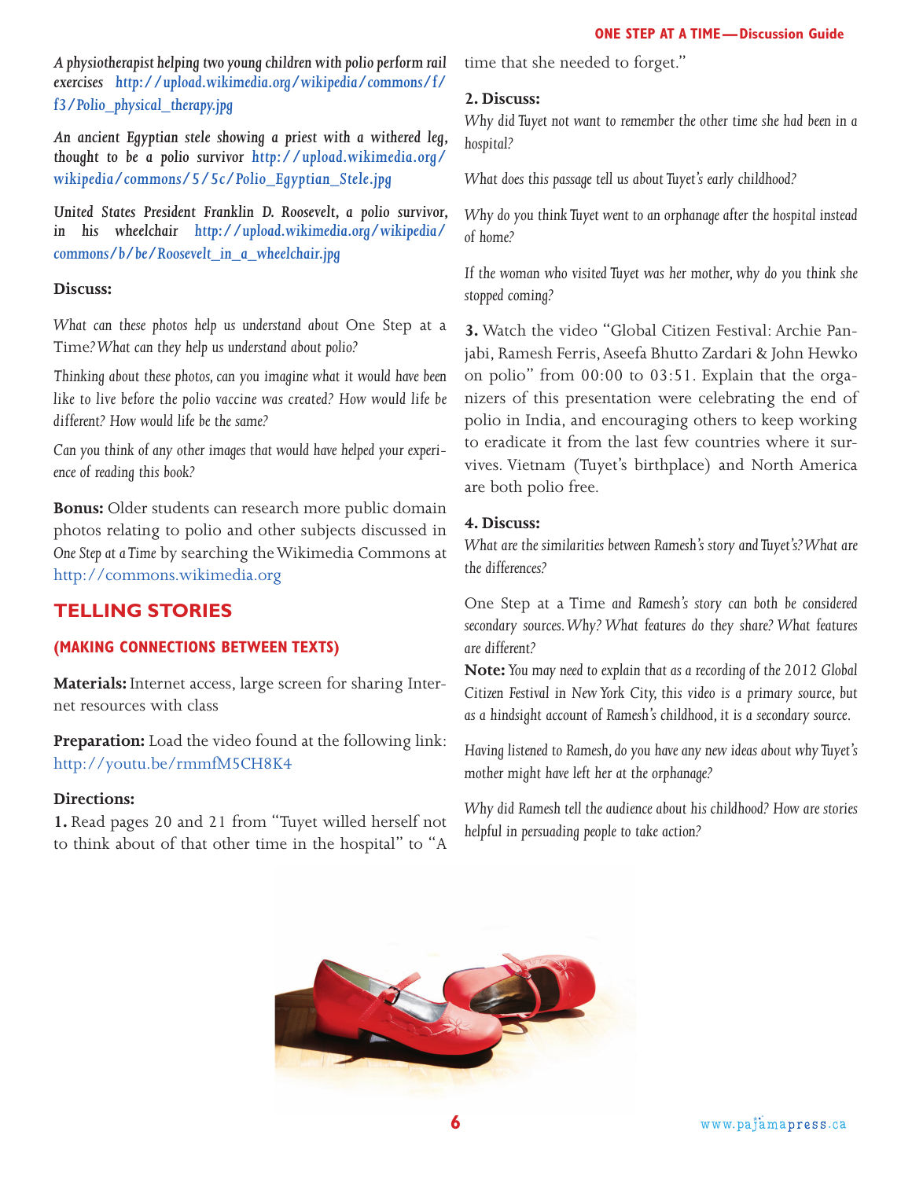*A physiotherapist helping two young children with polio perform rail exercises* http://upload.wikimedia.org/wikipedia/commons/f/f3/Polio_physical_therapy.jpg

*An ancient Egyptian stele showing a priest with a withered leg, thought to be a polio survivor* http://upload.wikimedia.org/wikipedia/commons/5/5c/Polio_Egyptian_Stele.jpg

*United States President Franklin D. Roosevelt, a polio survivor, in his wheelchair* http://upload.wikimedia.org/wikipedia/commons/b/be/Roosevelt_in_a_wheelchair.jpg

**Discuss:**

*What can these photos help us understand about* One Step at a Time*? What can they help us understand about polio?*

*Thinking about these photos, can you imagine what it would have been like to live before the polio vaccine was created? How would life be different? How would life be the same?*

*Can you think of any other images that would have helped your experience of reading this book?*

**Bonus:** Older students can research more public domain photos relating to polio and other subjects discussed in *One Step at a Time* by searching the Wikimedia Commons at http://commons.wikimedia.org

## TELLING STORIES

### (MAKING CONNECTIONS BETWEEN TEXTS)

**Materials:** Internet access, large screen for sharing Internet resources with class

**Preparation:** Load the video found at the following link: http://youtu.be/rmmfM5CH8K4

**Directions:**

**1.** Read pages 20 and 21 from "Tuyet willed herself not to think about of that other time in the hospital" to "A time that she needed to forget."

**2. Discuss:**

*Why did Tuyet not want to remember the other time she had been in a hospital?*

*What does this passage tell us about Tuyet's early childhood?*

*Why do you think Tuyet went to an orphanage after the hospital instead of home?*

*If the woman who visited Tuyet was her mother, why do you think she stopped coming?*

**3.** Watch the video "Global Citizen Festival: Archie Panjabi, Ramesh Ferris, Aseefa Bhutto Zardari & John Hewko on polio" from 00:00 to 03:51. Explain that the organizers of this presentation were celebrating the end of polio in India, and encouraging others to keep working to eradicate it from the last few countries where it survives. Vietnam (Tuyet's birthplace) and North America are both polio free.

**4. Discuss:**

*What are the similarities between Ramesh's story and Tuyet's? What are the differences?*

One Step at a Time *and Ramesh's story can both be considered secondary sources. Why? What features do they share? What features are different?*

**Note:** *You may need to explain that as a recording of the 2012 Global Citizen Festival in New York City, this video is a primary source, but as a hindsight account of Ramesh's childhood, it is a secondary source.*

*Having listened to Ramesh, do you have any new ideas about why Tuyet's mother might have left her at the orphanage?*

*Why did Ramesh tell the audience about his childhood? How are stories helpful in persuading people to take action?*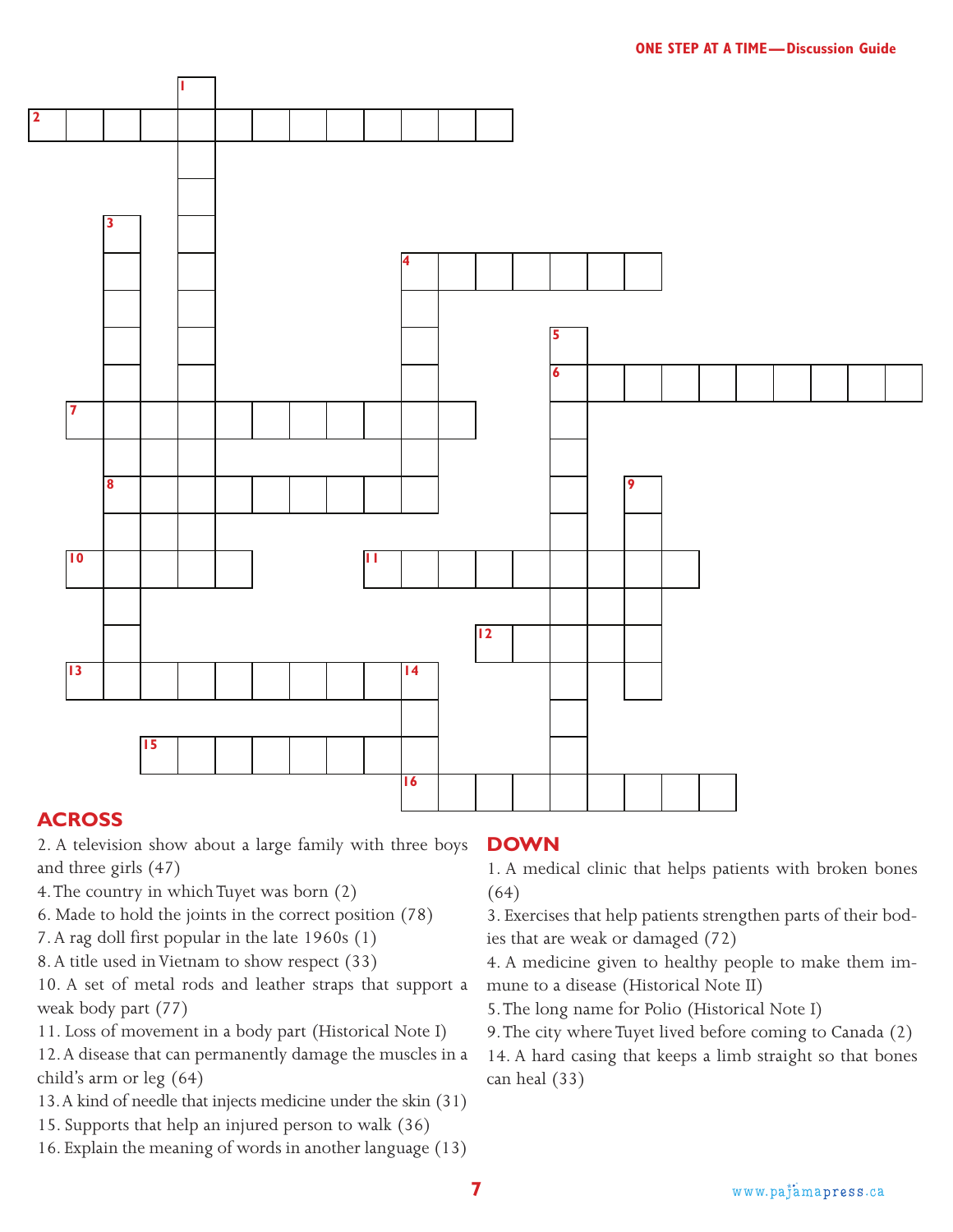## ACROSS

2. A television show about a large family with three boys and three girls (47)
4. The country in which Tuyet was born (2)
6. Made to hold the joints in the correct position (78)
7. A rag doll first popular in the late 1960s (1)
8. A title used in Vietnam to show respect (33)
10. A set of metal rods and leather straps that support a weak body part (77)
11. Loss of movement in a body part (Historical Note I)
12. A disease that can permanently damage the muscles in a child's arm or leg (64)
13. A kind of needle that injects medicine under the skin (31)
15. Supports that help an injured person to walk (36)
16. Explain the meaning of words in another language (13)

## DOWN

1. A medical clinic that helps patients with broken bones (64)
3. Exercises that help patients strengthen parts of their bodies that are weak or damaged (72)
4. A medicine given to healthy people to make them immune to a disease (Historical Note II)
5. The long name for Polio (Historical Note I)
9. The city where Tuyet lived before coming to Canada (2)
14. A hard casing that keeps a limb straight so that bones can heal (33)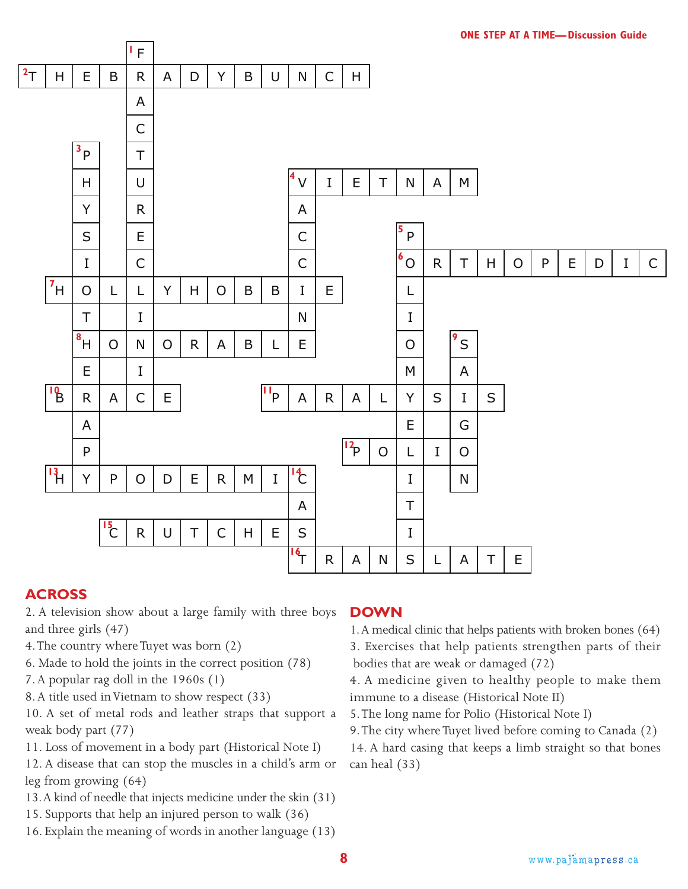## ACROSS

2. A television show about a large family with three boys and three girls (47)
4. The country where Tuyet was born (2)
6. Made to hold the joints in the correct position (78)
7. A popular rag doll in the 1960s (1)
8. A title used in Vietnam to show respect (33)
10. A set of metal rods and leather straps that support a weak body part (77)
11. Loss of movement in a body part (Historical Note I)
12. A disease that can stop the muscles in a child's arm or leg from growing (64)
13. A kind of needle that injects medicine under the skin (31)
15. Supports that help an injured person to walk (36)
16. Explain the meaning of words in another language (13)

## DOWN

1. A medical clinic that helps patients with broken bones (64)
3. Exercises that help patients strengthen parts of their bodies that are weak or damaged (72)
4. A medicine given to healthy people to make them immune to a disease (Historical Note II)
5. The long name for Polio (Historical Note I)
9. The city where Tuyet lived before coming to Canada (2)
14. A hard casing that keeps a limb straight so that bones can heal (33)

**Answers:**

- 1 Down: FRACTURE CLINIC
- 2 Across: THE BRADY BUNCH
- 3 Down: PHYSIOTHERAPY
- 4 Across: VIETNAM
- 4 Down: VACCINE
- 5 Down: POLIOMYELITIS
- 6 Across: ORTHOPEDIC
- 7 Across: HOLLY HOBBIE
- 8 Across: HONORABLE
- 9 Down: SAIGON
- 10 Across: BRACE
- 11 Across: PARALYSIS
- 12 Across: POLIO
- 13 Across: HYPODERMIC
- 14 Down: CAST
- 15 Across: CRUTCHES
- 16 Across: TRANSLATE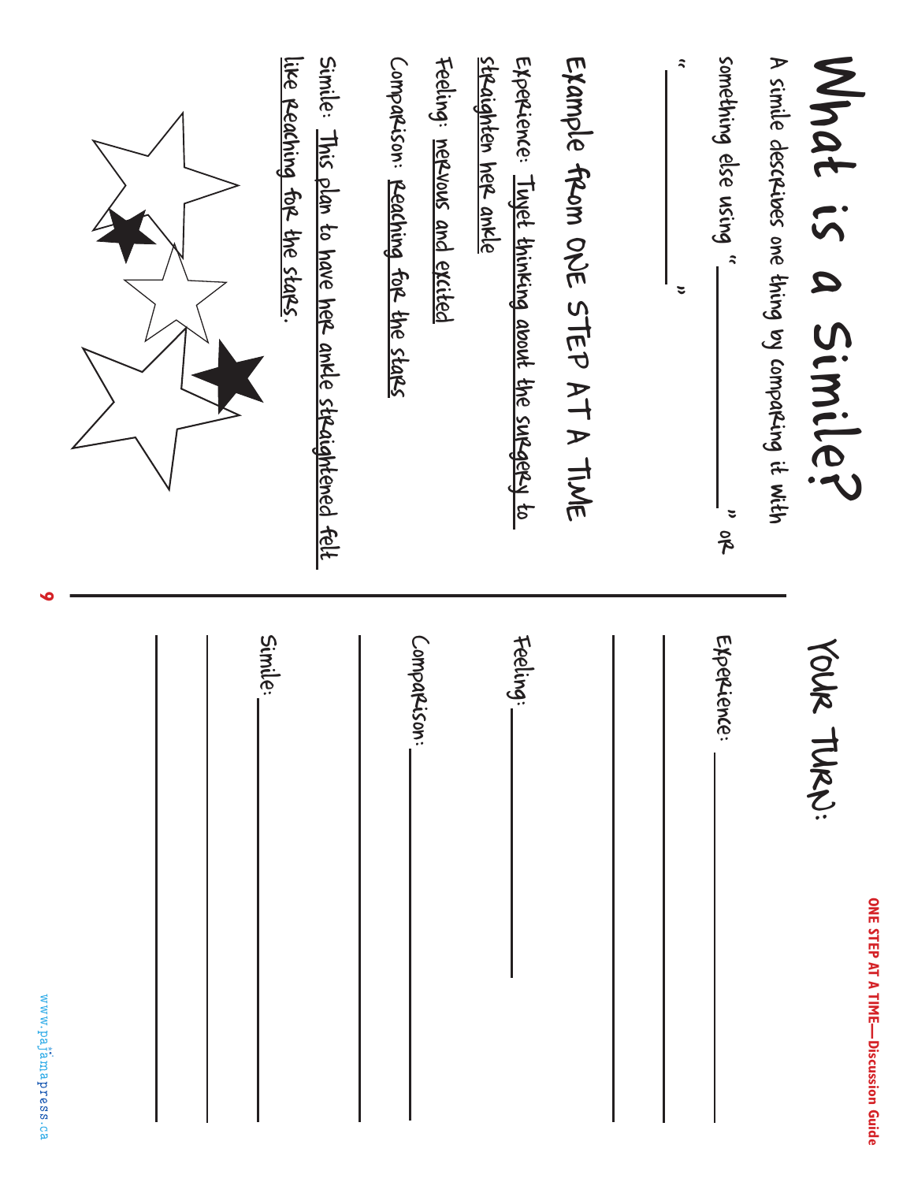# What is a Simile?

A simile describes one thing by comparing it with something else using "__________" or "__________"

## Example from ONE STEP AT A TIME

Experience: Tuyet thinking about the surgery to straighten her ankle

Feeling: nervous and excited

Comparison: reaching for the stars

Simile: This plan to have her ankle straightened felt like reaching for the stars.

## Your Turn:

Experience: ______________________________

______________________________

______________________________

Feeling: ______________________________

Comparison: ______________________________

______________________________

Simile: ______________________________

______________________________

______________________________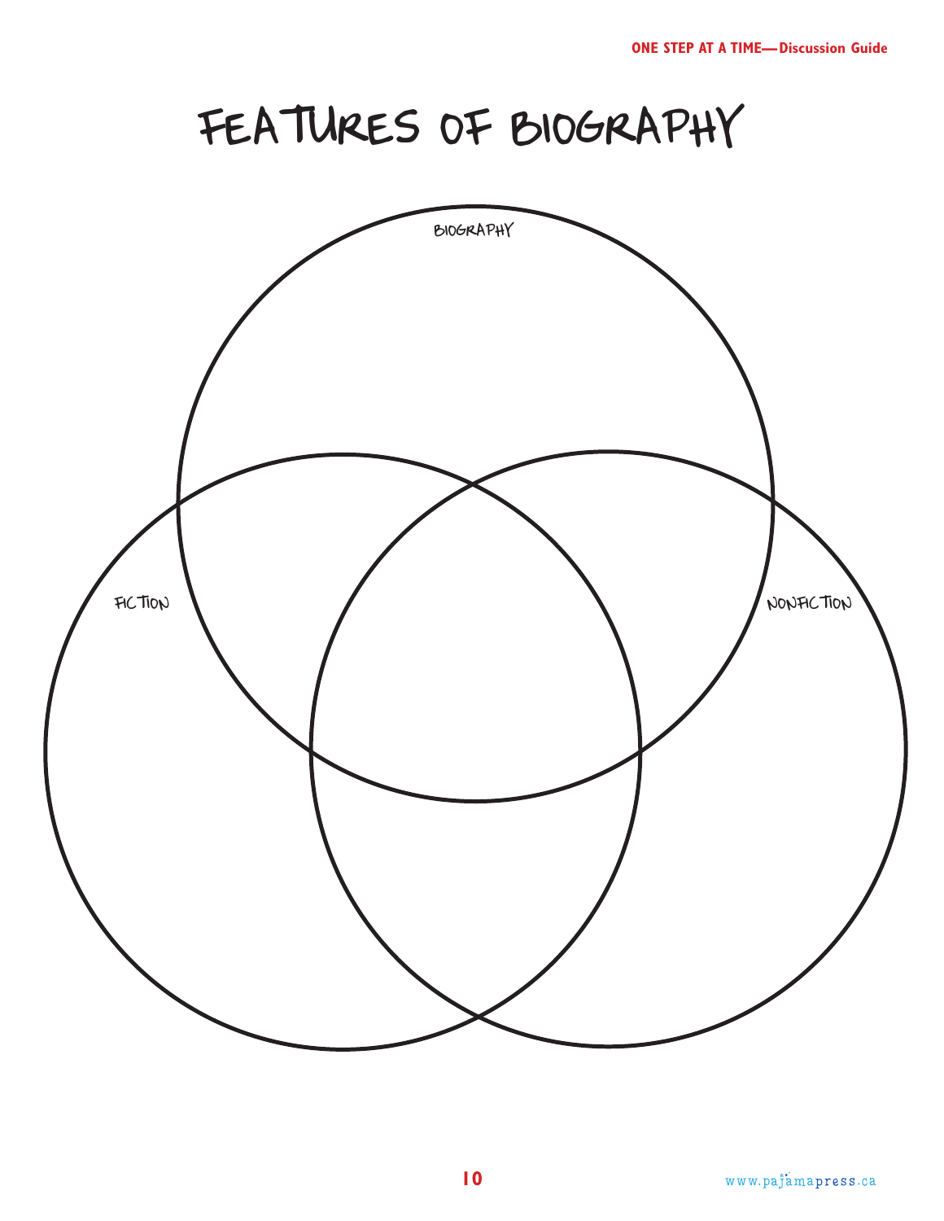# FEATURES OF BIOGRAPHY

BIOGRAPHY

FICTION

NONFICTION